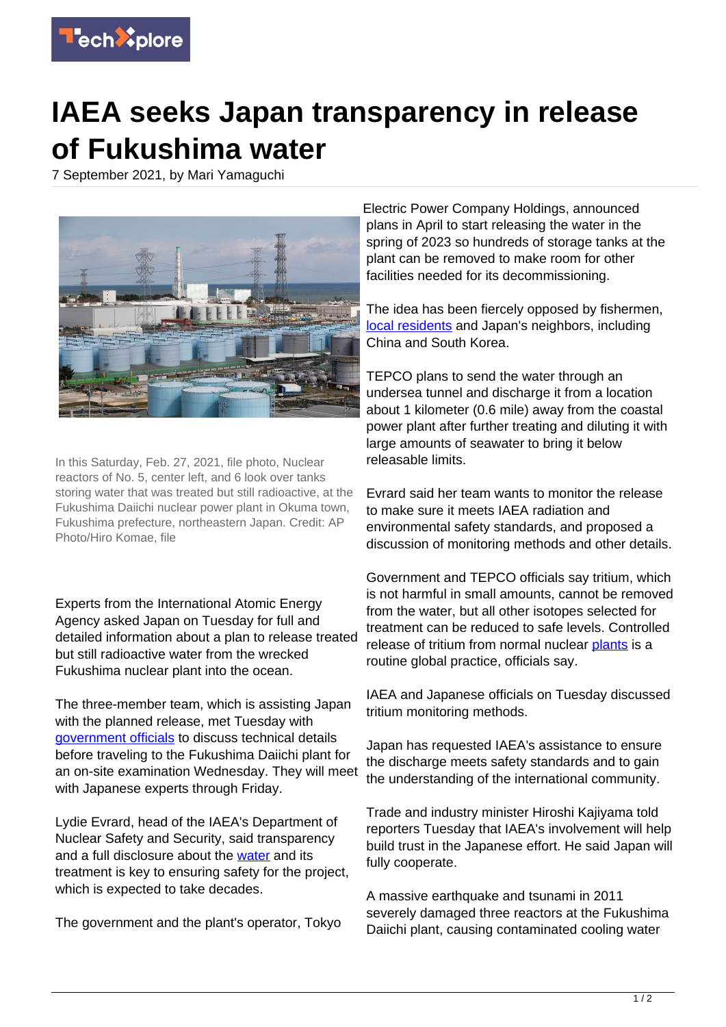# IAEA seeks Japan transparency in release of Fukushima water

7 September 2021, by Mari Yamaguchi

In this Saturday, Feb. 27, 2021, file photo, Nuclear reactors of No. 5, center left, and 6 look over tanks storing water that was treated but still radioactive, at the Fukushima Daiichi nuclear power plant in Okuma town, Fukushima prefecture, northeastern Japan. Credit: AP Photo/Hiro Komae, file

Experts from the International Atomic Energy Agency asked Japan on Tuesday for full and detailed information about a plan to release treated but still radioactive water from the wrecked Fukushima nuclear plant into the ocean.

The three-member team, which is assisting Japan with the planned release, met Tuesday with government officials to discuss technical details before traveling to the Fukushima Daiichi plant for an on-site examination Wednesday. They will meet with Japanese experts through Friday.

Lydie Evrard, head of the IAEA's Department of Nuclear Safety and Security, said transparency and a full disclosure about the water and its treatment is key to ensuring safety for the project, which is expected to take decades.

The government and the plant's operator, Tokyo Electric Power Company Holdings, announced plans in April to start releasing the water in the spring of 2023 so hundreds of storage tanks at the plant can be removed to make room for other facilities needed for its decommissioning.

The idea has been fiercely opposed by fishermen, local residents and Japan's neighbors, including China and South Korea.

TEPCO plans to send the water through an undersea tunnel and discharge it from a location about 1 kilometer (0.6 mile) away from the coastal power plant after further treating and diluting it with large amounts of seawater to bring it below releasable limits.

Evrard said her team wants to monitor the release to make sure it meets IAEA radiation and environmental safety standards, and proposed a discussion of monitoring methods and other details.

Government and TEPCO officials say tritium, which is not harmful in small amounts, cannot be removed from the water, but all other isotopes selected for treatment can be reduced to safe levels. Controlled release of tritium from normal nuclear plants is a routine global practice, officials say.

IAEA and Japanese officials on Tuesday discussed tritium monitoring methods.

Japan has requested IAEA's assistance to ensure the discharge meets safety standards and to gain the understanding of the international community.

Trade and industry minister Hiroshi Kajiyama told reporters Tuesday that IAEA's involvement will help build trust in the Japanese effort. He said Japan will fully cooperate.

A massive earthquake and tsunami in 2011 severely damaged three reactors at the Fukushima Daiichi plant, causing contaminated cooling water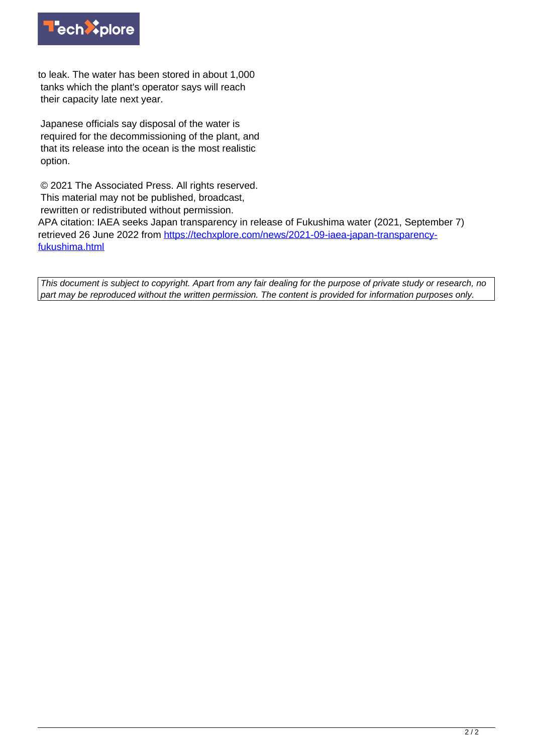to leak. The water has been stored in about 1,000 tanks which the plant's operator says will reach their capacity late next year.

Japanese officials say disposal of the water is required for the decommissioning of the plant, and that its release into the ocean is the most realistic option.

© 2021 The Associated Press. All rights reserved. This material may not be published, broadcast, rewritten or redistributed without permission.

APA citation: IAEA seeks Japan transparency in release of Fukushima water (2021, September 7) retrieved 26 June 2022 from https://techxplore.com/news/2021-09-iaea-japan-transparency-fukushima.html

*This document is subject to copyright. Apart from any fair dealing for the purpose of private study or research, no part may be reproduced without the written permission. The content is provided for information purposes only.*